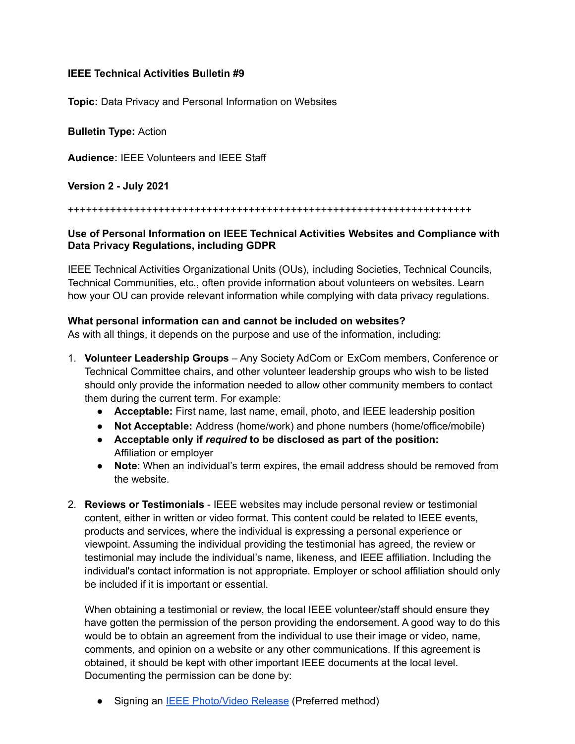**IEEE Technical Activities Bulletin #9**

**Topic:** Data Privacy and Personal Information on Websites

**Bulletin Type:** Action

**Audience:** IEEE Volunteers and IEEE Staff

**Version 2 - July 2021**

++++++++++++++++++++++++++++++++++++++++++++++++++++++++++++++++++++++

**Use of Personal Information on IEEE Technical Activities Websites and Compliance with Data Privacy Regulations, including GDPR**

IEEE Technical Activities Organizational Units (OUs), including Societies, Technical Councils, Technical Communities, etc., often provide information about volunteers on websites. Learn how your OU can provide relevant information while complying with data privacy regulations.

**What personal information can and cannot be included on websites?**
As with all things, it depends on the purpose and use of the information, including:

1. **Volunteer Leadership Groups** – Any Society AdCom or ExCom members, Conference or Technical Committee chairs, and other volunteer leadership groups who wish to be listed should only provide the information needed to allow other community members to contact them during the current term. For example:
   - **Acceptable:** First name, last name, email, photo, and IEEE leadership position
   - **Not Acceptable:** Address (home/work) and phone numbers (home/office/mobile)
   - **Acceptable only if *required* to be disclosed as part of the position:** Affiliation or employer
   - **Note**: When an individual's term expires, the email address should be removed from the website.

2. **Reviews or Testimonials** - IEEE websites may include personal review or testimonial content, either in written or video format. This content could be related to IEEE events, products and services, where the individual is expressing a personal experience or viewpoint. Assuming the individual providing the testimonial has agreed, the review or testimonial may include the individual's name, likeness, and IEEE affiliation. Including the individual's contact information is not appropriate. Employer or school affiliation should only be included if it is important or essential.

   When obtaining a testimonial or review, the local IEEE volunteer/staff should ensure they have gotten the permission of the person providing the endorsement. A good way to do this would be to obtain an agreement from the individual to use their image or video, name, comments, and opinion on a website or any other communications. If this agreement is obtained, it should be kept with other important IEEE documents at the local level. Documenting the permission can be done by:

   - Signing an IEEE Photo/Video Release (Preferred method)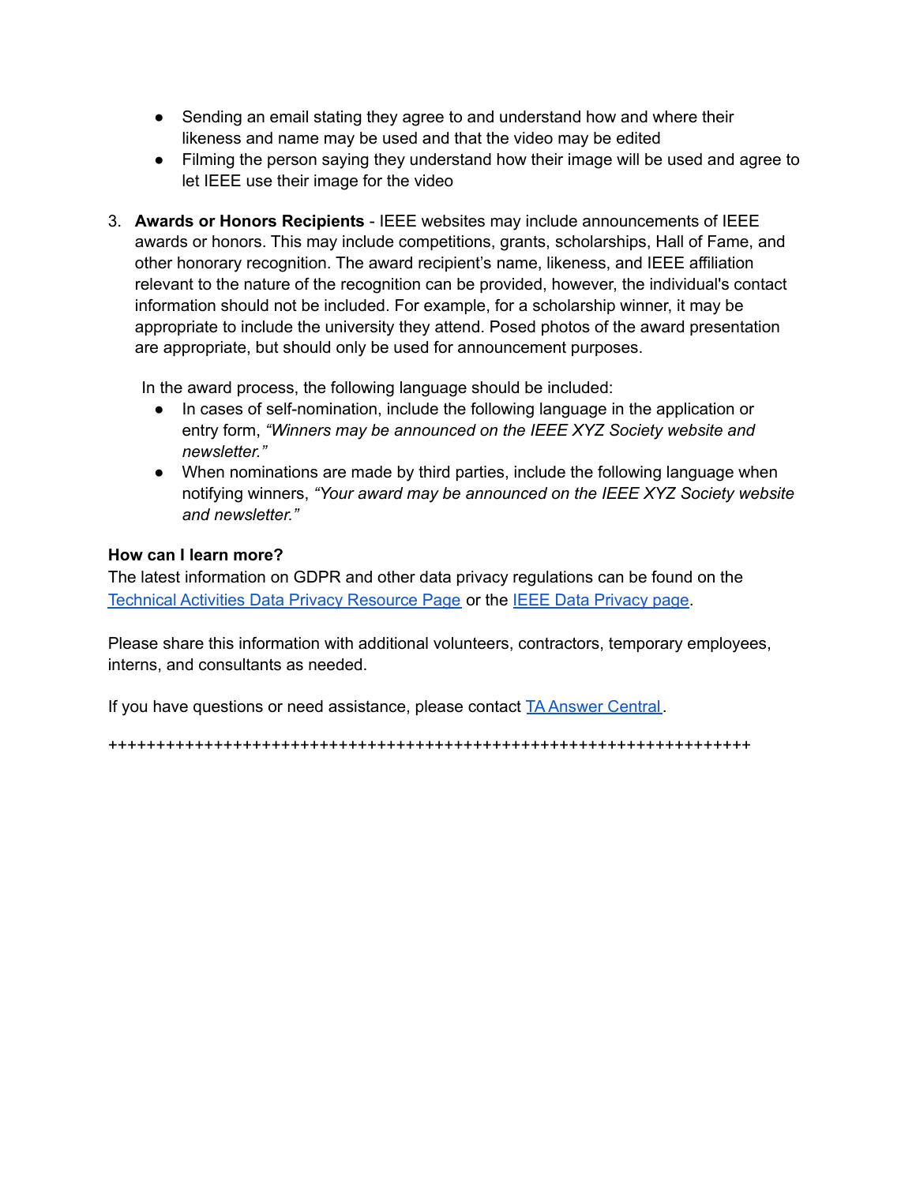- Sending an email stating they agree to and understand how and where their likeness and name may be used and that the video may be edited
- Filming the person saying they understand how their image will be used and agree to let IEEE use their image for the video

3. **Awards or Honors Recipients** - IEEE websites may include announcements of IEEE awards or honors. This may include competitions, grants, scholarships, Hall of Fame, and other honorary recognition. The award recipient's name, likeness, and IEEE affiliation relevant to the nature of the recognition can be provided, however, the individual's contact information should not be included. For example, for a scholarship winner, it may be appropriate to include the university they attend. Posed photos of the award presentation are appropriate, but should only be used for announcement purposes.

   In the award process, the following language should be included:
   - In cases of self-nomination, include the following language in the application or entry form, *"Winners may be announced on the IEEE XYZ Society website and newsletter."*
   - When nominations are made by third parties, include the following language when notifying winners, *"Your award may be announced on the IEEE XYZ Society website and newsletter."*

**How can I learn more?**
The latest information on GDPR and other data privacy regulations can be found on the Technical Activities Data Privacy Resource Page or the IEEE Data Privacy page.

Please share this information with additional volunteers, contractors, temporary employees, interns, and consultants as needed.

If you have questions or need assistance, please contact TA Answer Central.

++++++++++++++++++++++++++++++++++++++++++++++++++++++++++++++++++++++